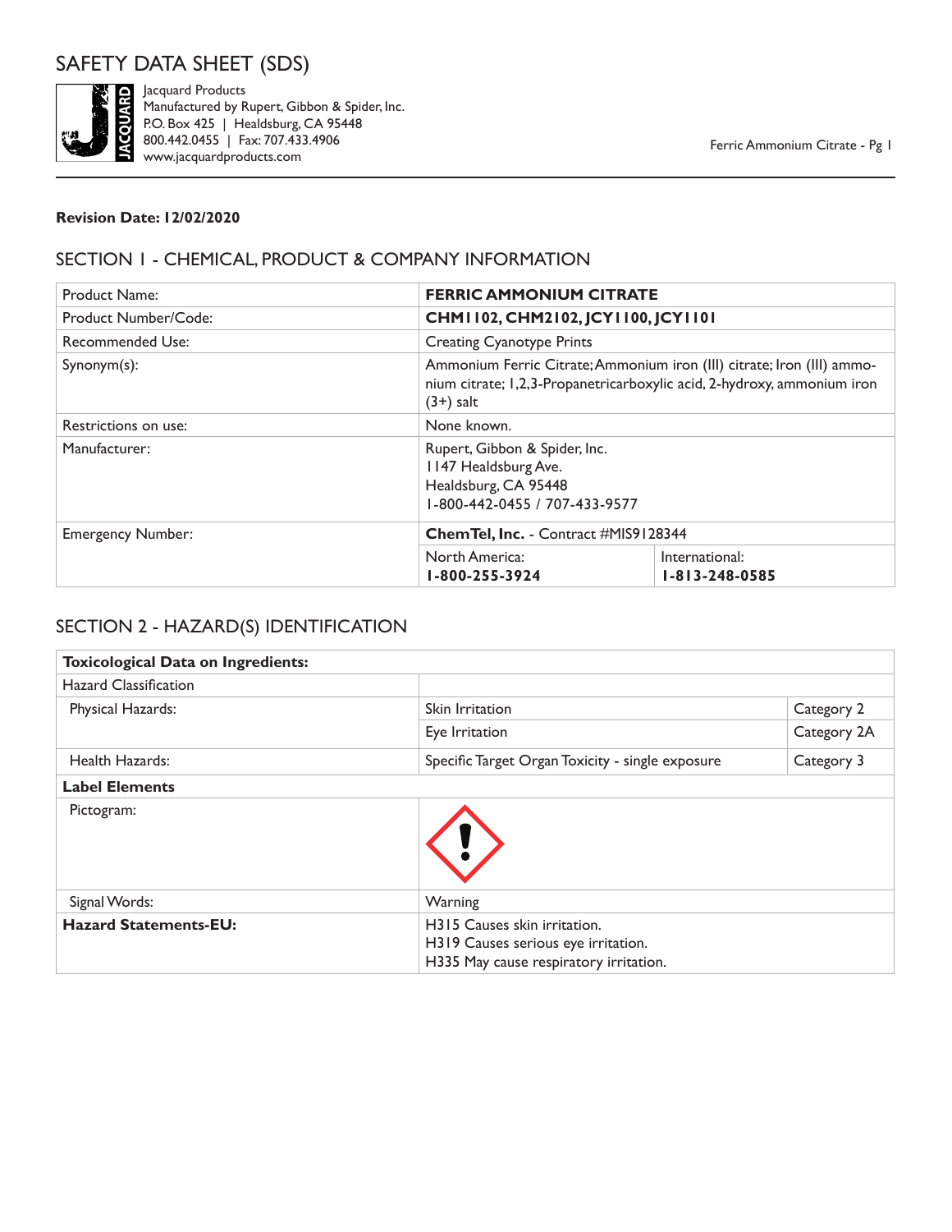# SAFETY DATA SHEET (SDS)

Jacquard Products
Manufactured by Rupert, Gibbon & Spider, Inc.
P.O. Box 425 | Healdsburg, CA 95448
800.442.0455 | Fax: 707.433.4906
www.jacquardproducts.com

Ferric Ammonium Citrate - Pg 1

**Revision Date: 12/02/2020**

## SECTION 1 - CHEMICAL, PRODUCT & COMPANY INFORMATION

| | | |
|---|---|---|
| Product Name: | **FERRIC AMMONIUM CITRATE** | |
| Product Number/Code: | **CHM1102, CHM2102, JCY1100, JCY1101** | |
| Recommended Use: | Creating Cyanotype Prints | |
| Synonym(s): | Ammonium Ferric Citrate; Ammonium iron (III) citrate; Iron (III) ammonium citrate; 1,2,3-Propanetricarboxylic acid, 2-hydroxy, ammonium iron (3+) salt | |
| Restrictions on use: | None known. | |
| Manufacturer: | Rupert, Gibbon & Spider, Inc.<br>1147 Healdsburg Ave.<br>Healdsburg, CA 95448<br>1-800-442-0455 / 707-433-9577 | |
| Emergency Number: | **ChemTel, Inc.** - Contract #MIS9128344 | |
| | North America:<br>**1-800-255-3924** | International:<br>**1-813-248-0585** |

## SECTION 2 - HAZARD(S) IDENTIFICATION

| | | |
|---|---|---|
| **Toxicological Data on Ingredients:** | | |
| Hazard Classification | | |
| Physical Hazards: | Skin Irritation | Category 2 |
| | Eye Irritation | Category 2A |
| Health Hazards: | Specific Target Organ Toxicity - single exposure | Category 3 |
| **Label Elements** | | |
| Pictogram: | | |
| Signal Words: | Warning | |
| **Hazard Statements-EU:** | H315 Causes skin irritation.<br>H319 Causes serious eye irritation.<br>H335 May cause respiratory irritation. | |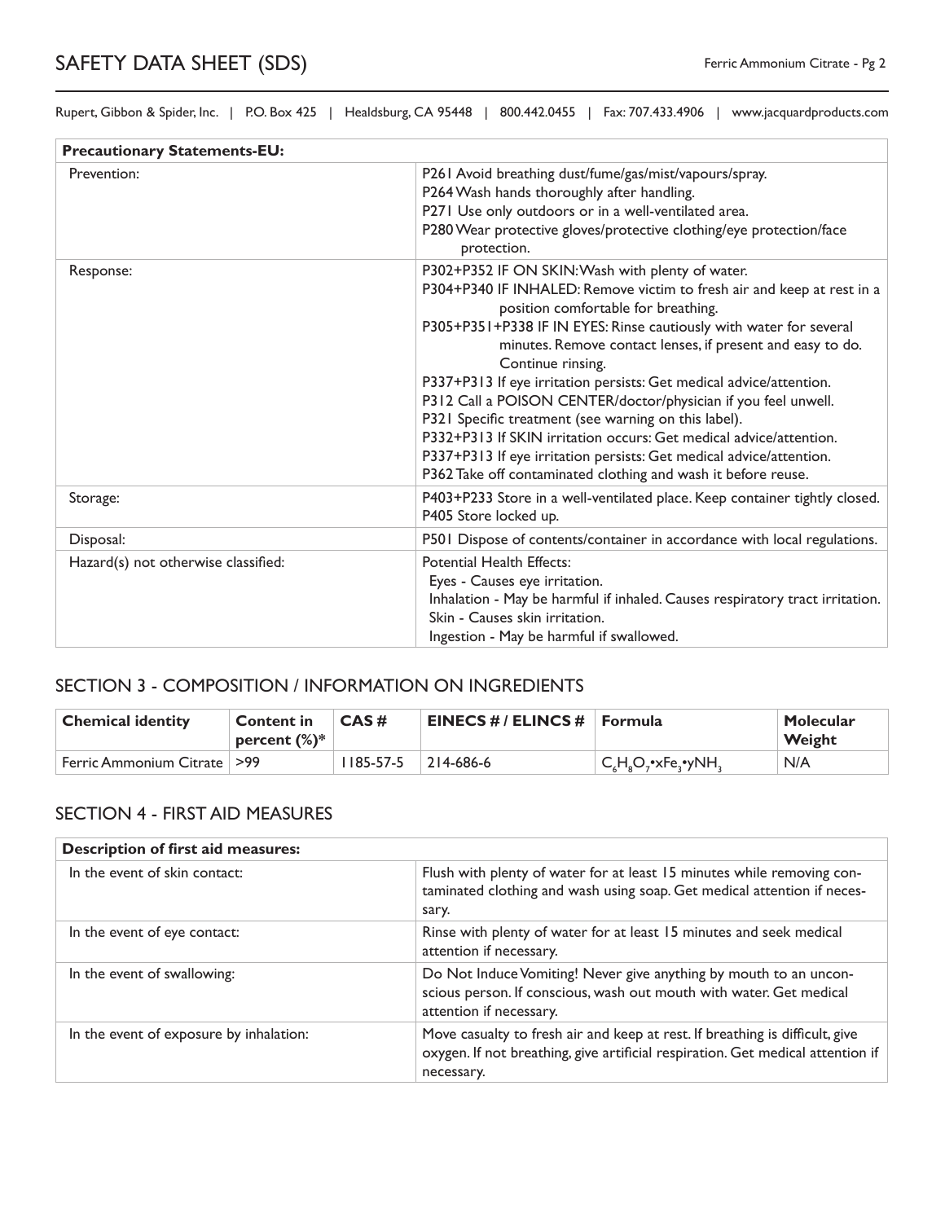| Precautionary Statements-EU: | |
|---|---|
| Prevention: | P261 Avoid breathing dust/fume/gas/mist/vapours/spray.<br>P264 Wash hands thoroughly after handling.<br>P271 Use only outdoors or in a well-ventilated area.<br>P280 Wear protective gloves/protective clothing/eye protection/face protection. |
| Response: | P302+P352 IF ON SKIN: Wash with plenty of water.<br>P304+P340 IF INHALED: Remove victim to fresh air and keep at rest in a position comfortable for breathing.<br>P305+P351+P338 IF IN EYES: Rinse cautiously with water for several minutes. Remove contact lenses, if present and easy to do. Continue rinsing.<br>P337+P313 If eye irritation persists: Get medical advice/attention.<br>P312 Call a POISON CENTER/doctor/physician if you feel unwell.<br>P321 Specific treatment (see warning on this label).<br>P332+P313 If SKIN irritation occurs: Get medical advice/attention.<br>P337+P313 If eye irritation persists: Get medical advice/attention.<br>P362 Take off contaminated clothing and wash it before reuse. |
| Storage: | P403+P233 Store in a well-ventilated place. Keep container tightly closed.<br>P405 Store locked up. |
| Disposal: | P501 Dispose of contents/container in accordance with local regulations. |
| Hazard(s) not otherwise classified: | Potential Health Effects:<br>Eyes - Causes eye irritation.<br>Inhalation - May be harmful if inhaled. Causes respiratory tract irritation.<br>Skin - Causes skin irritation.<br>Ingestion - May be harmful if swallowed. |

## SECTION 3 - COMPOSITION / INFORMATION ON INGREDIENTS

| Chemical identity | Content in percent (%)* | CAS # | EINECS # / ELINCS # | Formula | Molecular Weight |
|---|---|---|---|---|---|
| Ferric Ammonium Citrate | >99 | 1185-57-5 | 214-686-6 | $C_6H_8O_7$•x$Fe_3$•y$NH_3$ | N/A |

## SECTION 4 - FIRST AID MEASURES

| Description of first aid measures: | |
|---|---|
| In the event of skin contact: | Flush with plenty of water for at least 15 minutes while removing contaminated clothing and wash using soap. Get medical attention if necessary. |
| In the event of eye contact: | Rinse with plenty of water for at least 15 minutes and seek medical attention if necessary. |
| In the event of swallowing: | Do Not Induce Vomiting! Never give anything by mouth to an unconscious person. If conscious, wash out mouth with water. Get medical attention if necessary. |
| In the event of exposure by inhalation: | Move casualty to fresh air and keep at rest. If breathing is difficult, give oxygen. If not breathing, give artificial respiration. Get medical attention if necessary. |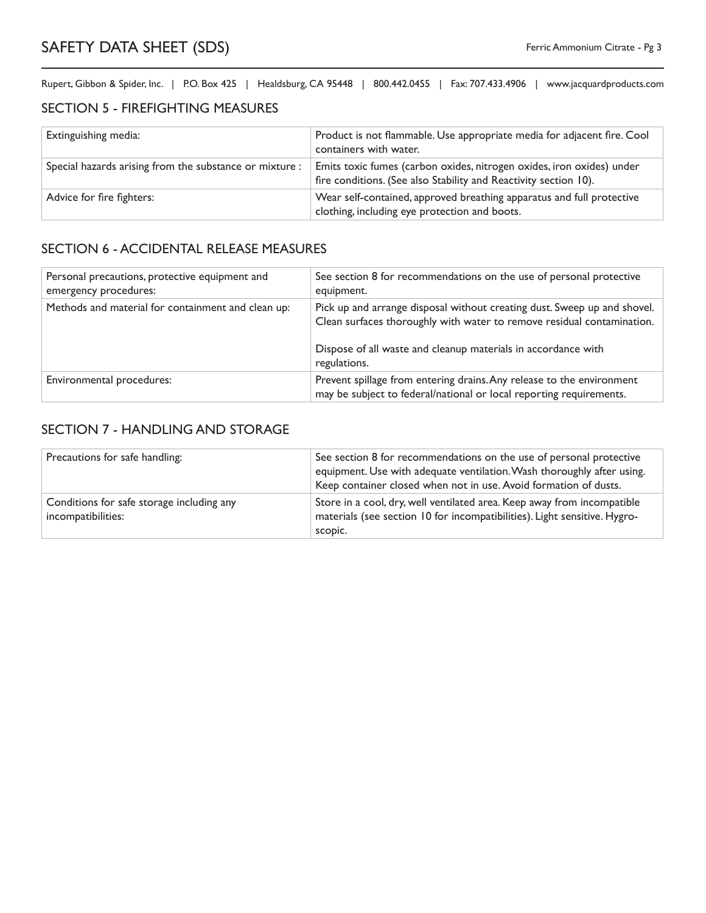## SECTION 5 - FIREFIGHTING MEASURES

| | |
|---|---|
| Extinguishing media: | Product is not flammable. Use appropriate media for adjacent fire. Cool containers with water. |
| Special hazards arising from the substance or mixture : | Emits toxic fumes (carbon oxides, nitrogen oxides, iron oxides) under fire conditions. (See also Stability and Reactivity section 10). |
| Advice for fire fighters: | Wear self-contained, approved breathing apparatus and full protective clothing, including eye protection and boots. |

## SECTION 6 - ACCIDENTAL RELEASE MEASURES

| | |
|---|---|
| Personal precautions, protective equipment and emergency procedures: | See section 8 for recommendations on the use of personal protective equipment. |
| Methods and material for containment and clean up: | Pick up and arrange disposal without creating dust. Sweep up and shovel. Clean surfaces thoroughly with water to remove residual contamination.<br><br>Dispose of all waste and cleanup materials in accordance with regulations. |
| Environmental procedures: | Prevent spillage from entering drains. Any release to the environment may be subject to federal/national or local reporting requirements. |

## SECTION 7 - HANDLING AND STORAGE

| | |
|---|---|
| Precautions for safe handling: | See section 8 for recommendations on the use of personal protective equipment. Use with adequate ventilation. Wash thoroughly after using. Keep container closed when not in use. Avoid formation of dusts. |
| Conditions for safe storage including any incompatibilities: | Store in a cool, dry, well ventilated area. Keep away from incompatible materials (see section 10 for incompatibilities). Light sensitive. Hygroscopic. |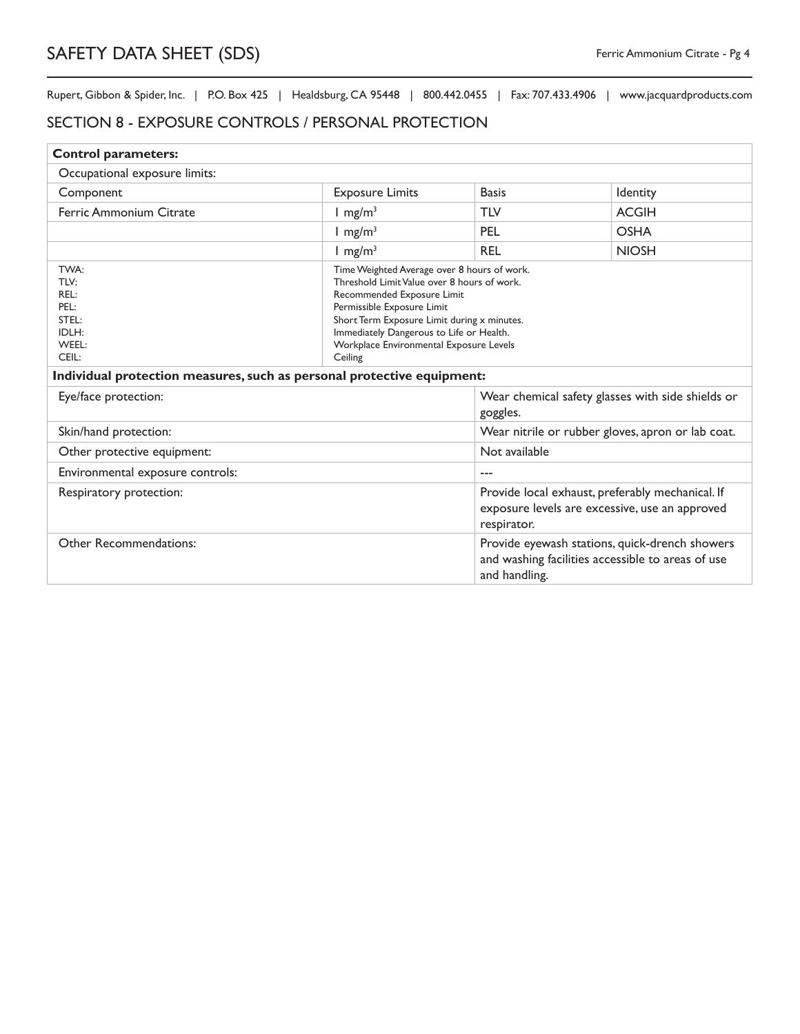Rupert, Gibbon & Spider, Inc. | P.O. Box 425 | Healdsburg, CA 95448 | 800.442.0455 | Fax: 707.433.4906 | www.jacquardproducts.com

## SECTION 8 - EXPOSURE CONTROLS / PERSONAL PROTECTION

| **Control parameters:** | | | |
|---|---|---|---|
| Occupational exposure limits: | | | |
| Component | Exposure Limits | Basis | Identity |
| Ferric Ammonium Citrate | 1 $mg/m^3$ | TLV | ACGIH |
| | 1 $mg/m^3$ | PEL | OSHA |
| | 1 $mg/m^3$ | REL | NIOSH |
| TWA: | Time Weighted Average over 8 hours of work. | | |
| TLV: | Threshold Limit Value over 8 hours of work. | | |
| REL: | Recommended Exposure Limit | | |
| PEL: | Permissible Exposure Limit | | |
| STEL: | Short Term Exposure Limit during x minutes. | | |
| IDLH: | Immediately Dangerous to Life or Health. | | |
| WEEL: | Workplace Environmental Exposure Levels | | |
| CEIL: | Ceiling | | |

| **Individual protection measures, such as personal protective equipment:** | |
|---|---|
| Eye/face protection: | Wear chemical safety glasses with side shields or goggles. |
| Skin/hand protection: | Wear nitrile or rubber gloves, apron or lab coat. |
| Other protective equipment: | Not available |
| Environmental exposure controls: | --- |
| Respiratory protection: | Provide local exhaust, preferably mechanical. If exposure levels are excessive, use an approved respirator. |
| Other Recommendations: | Provide eyewash stations, quick-drench showers and washing facilities accessible to areas of use and handling. |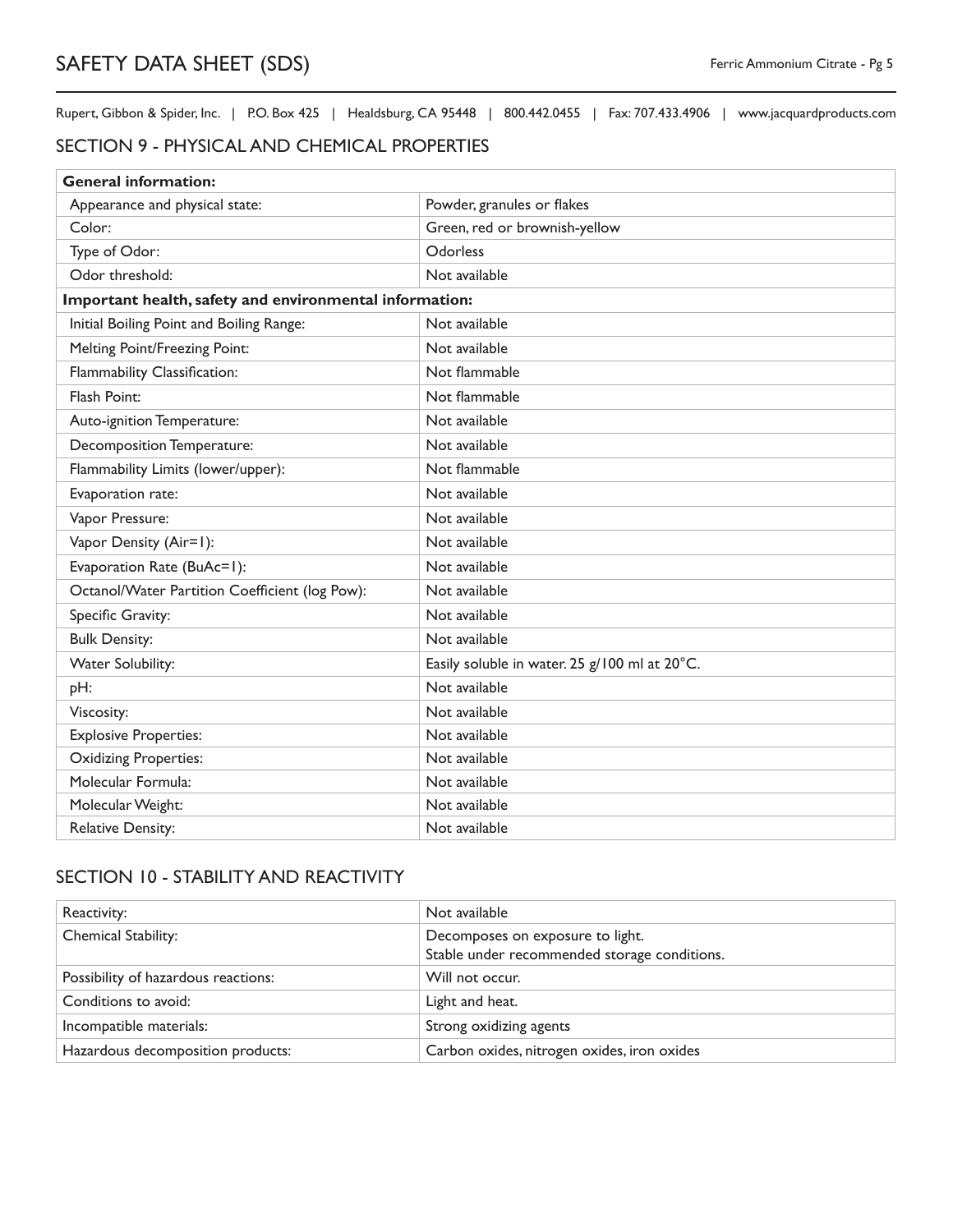## SECTION 9 - PHYSICAL AND CHEMICAL PROPERTIES

| **General information:** | |
|---|---|
| Appearance and physical state: | Powder, granules or flakes |
| Color: | Green, red or brownish-yellow |
| Type of Odor: | Odorless |
| Odor threshold: | Not available |
| **Important health, safety and environmental information:** | |
| Initial Boiling Point and Boiling Range: | Not available |
| Melting Point/Freezing Point: | Not available |
| Flammability Classification: | Not flammable |
| Flash Point: | Not flammable |
| Auto-ignition Temperature: | Not available |
| Decomposition Temperature: | Not available |
| Flammability Limits (lower/upper): | Not flammable |
| Evaporation rate: | Not available |
| Vapor Pressure: | Not available |
| Vapor Density (Air=1): | Not available |
| Evaporation Rate (BuAc=1): | Not available |
| Octanol/Water Partition Coefficient (log Pow): | Not available |
| Specific Gravity: | Not available |
| Bulk Density: | Not available |
| Water Solubility: | Easily soluble in water. 25 g/100 ml at 20°C. |
| pH: | Not available |
| Viscosity: | Not available |
| Explosive Properties: | Not available |
| Oxidizing Properties: | Not available |
| Molecular Formula: | Not available |
| Molecular Weight: | Not available |
| Relative Density: | Not available |

## SECTION 10 - STABILITY AND REACTIVITY

| Reactivity: | Not available |
|---|---|
| Chemical Stability: | Decomposes on exposure to light.<br>Stable under recommended storage conditions. |
| Possibility of hazardous reactions: | Will not occur. |
| Conditions to avoid: | Light and heat. |
| Incompatible materials: | Strong oxidizing agents |
| Hazardous decomposition products: | Carbon oxides, nitrogen oxides, iron oxides |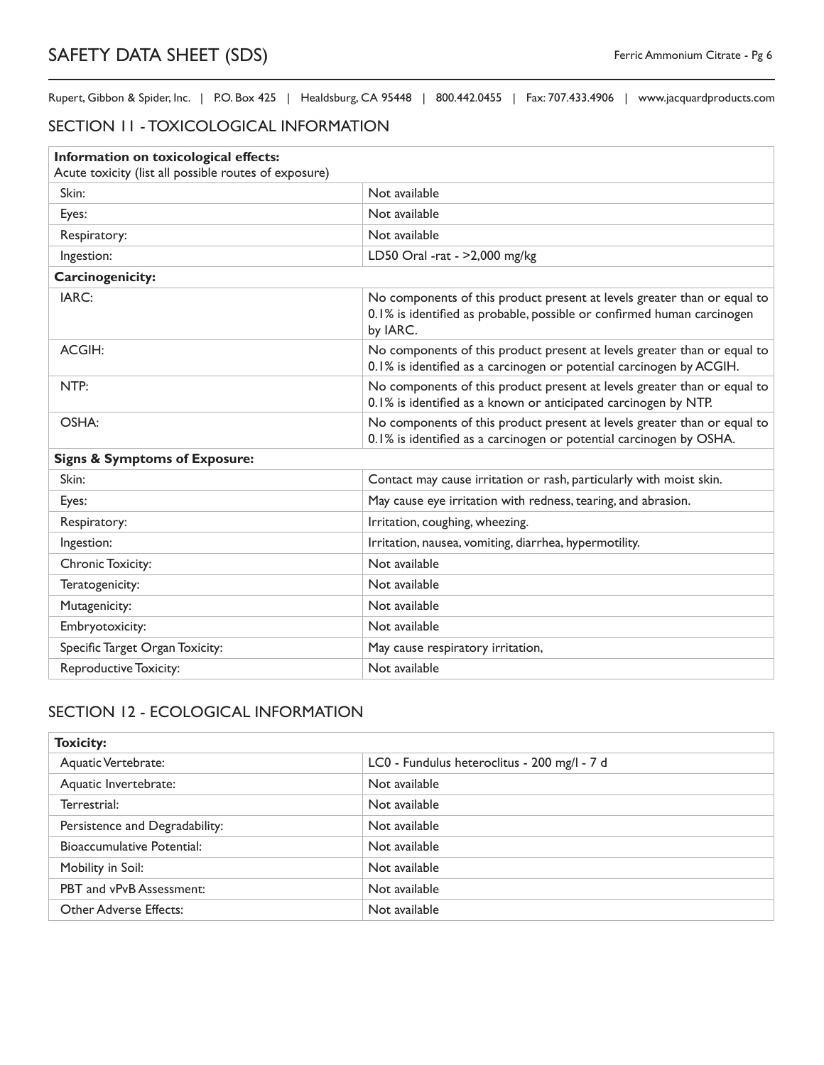## SECTION 11 - TOXICOLOGICAL INFORMATION

| **Information on toxicological effects:** Acute toxicity (list all possible routes of exposure) | |
|---|---|
| Skin: | Not available |
| Eyes: | Not available |
| Respiratory: | Not available |
| Ingestion: | LD50 Oral -rat - >2,000 mg/kg |
| **Carcinogenicity:** | |
| IARC: | No components of this product present at levels greater than or equal to 0.1% is identified as probable, possible or confirmed human carcinogen by IARC. |
| ACGIH: | No components of this product present at levels greater than or equal to 0.1% is identified as a carcinogen or potential carcinogen by ACGIH. |
| NTP: | No components of this product present at levels greater than or equal to 0.1% is identified as a known or anticipated carcinogen by NTP. |
| OSHA: | No components of this product present at levels greater than or equal to 0.1% is identified as a carcinogen or potential carcinogen by OSHA. |
| **Signs & Symptoms of Exposure:** | |
| Skin: | Contact may cause irritation or rash, particularly with moist skin. |
| Eyes: | May cause eye irritation with redness, tearing, and abrasion. |
| Respiratory: | Irritation, coughing, wheezing. |
| Ingestion: | Irritation, nausea, vomiting, diarrhea, hypermotility. |
| Chronic Toxicity: | Not available |
| Teratogenicity: | Not available |
| Mutagenicity: | Not available |
| Embryotoxicity: | Not available |
| Specific Target Organ Toxicity: | May cause respiratory irritation, |
| Reproductive Toxicity: | Not available |

## SECTION 12 - ECOLOGICAL INFORMATION

| **Toxicity:** | |
|---|---|
| Aquatic Vertebrate: | LC0 - Fundulus heteroclitus - 200 mg/l - 7 d |
| Aquatic Invertebrate: | Not available |
| Terrestrial: | Not available |
| Persistence and Degradability: | Not available |
| Bioaccumulative Potential: | Not available |
| Mobility in Soil: | Not available |
| PBT and vPvB Assessment: | Not available |
| Other Adverse Effects: | Not available |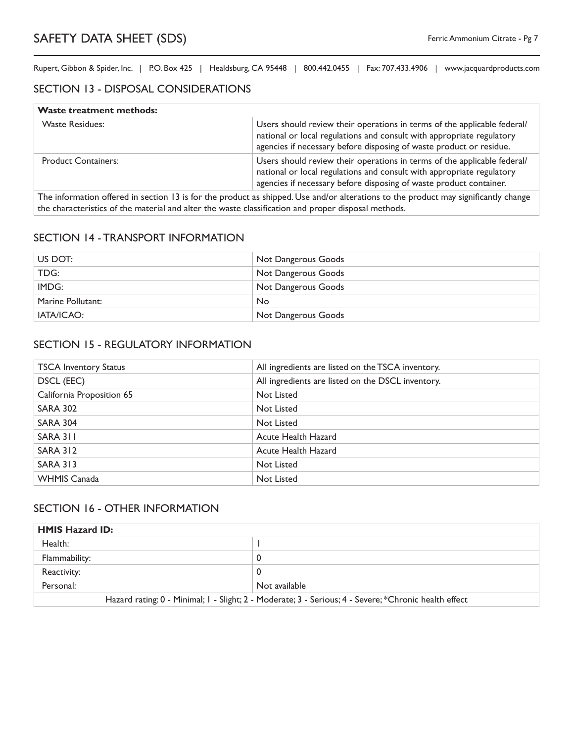## SECTION 13 - DISPOSAL CONSIDERATIONS

| **Waste treatment methods:** | |
|---|---|
| Waste Residues: | Users should review their operations in terms of the applicable federal/ national or local regulations and consult with appropriate regulatory agencies if necessary before disposing of waste product or residue. |
| Product Containers: | Users should review their operations in terms of the applicable federal/ national or local regulations and consult with appropriate regulatory agencies if necessary before disposing of waste product container. |
| The information offered in section 13 is for the product as shipped. Use and/or alterations to the product may significantly change the characteristics of the material and alter the waste classification and proper disposal methods. | |

## SECTION 14 - TRANSPORT INFORMATION

| | |
|---|---|
| US DOT: | Not Dangerous Goods |
| TDG: | Not Dangerous Goods |
| IMDG: | Not Dangerous Goods |
| Marine Pollutant: | No |
| IATA/ICAO: | Not Dangerous Goods |

## SECTION 15 - REGULATORY INFORMATION

| | |
|---|---|
| TSCA Inventory Status | All ingredients are listed on the TSCA inventory. |
| DSCL (EEC) | All ingredients are listed on the DSCL inventory. |
| California Proposition 65 | Not Listed |
| SARA 302 | Not Listed |
| SARA 304 | Not Listed |
| SARA 311 | Acute Health Hazard |
| SARA 312 | Acute Health Hazard |
| SARA 313 | Not Listed |
| WHMIS Canada | Not Listed |

## SECTION 16 - OTHER INFORMATION

| **HMIS Hazard ID:** | |
|---|---|
| Health: | 1 |
| Flammability: | 0 |
| Reactivity: | 0 |
| Personal: | Not available |
| Hazard rating: 0 - Minimal; 1 - Slight; 2 - Moderate; 3 - Serious; 4 - Severe; *Chronic health effect | |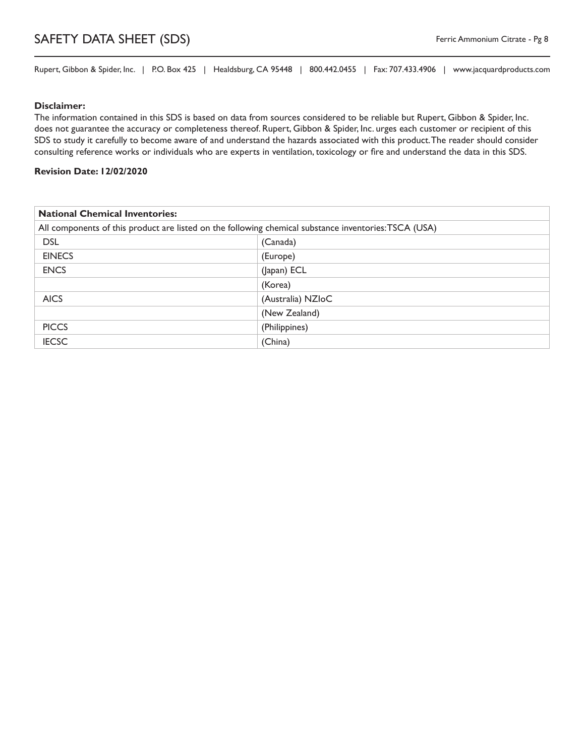**Disclaimer:**
The information contained in this SDS is based on data from sources considered to be reliable but Rupert, Gibbon & Spider, Inc. does not guarantee the accuracy or completeness thereof. Rupert, Gibbon & Spider, Inc. urges each customer or recipient of this SDS to study it carefully to become aware of and understand the hazards associated with this product. The reader should consider consulting reference works or individuals who are experts in ventilation, toxicology or fire and understand the data in this SDS.

**Revision Date: 12/02/2020**

| **National Chemical Inventories:** | |
|---|---|
| All components of this product are listed on the following chemical substance inventories: TSCA (USA) | |
| DSL | (Canada) |
| EINECS | (Europe) |
| ENCS | (Japan) ECL |
| | (Korea) |
| AICS | (Australia) NZIoC |
| | (New Zealand) |
| PICCS | (Philippines) |
| IECSC | (China) |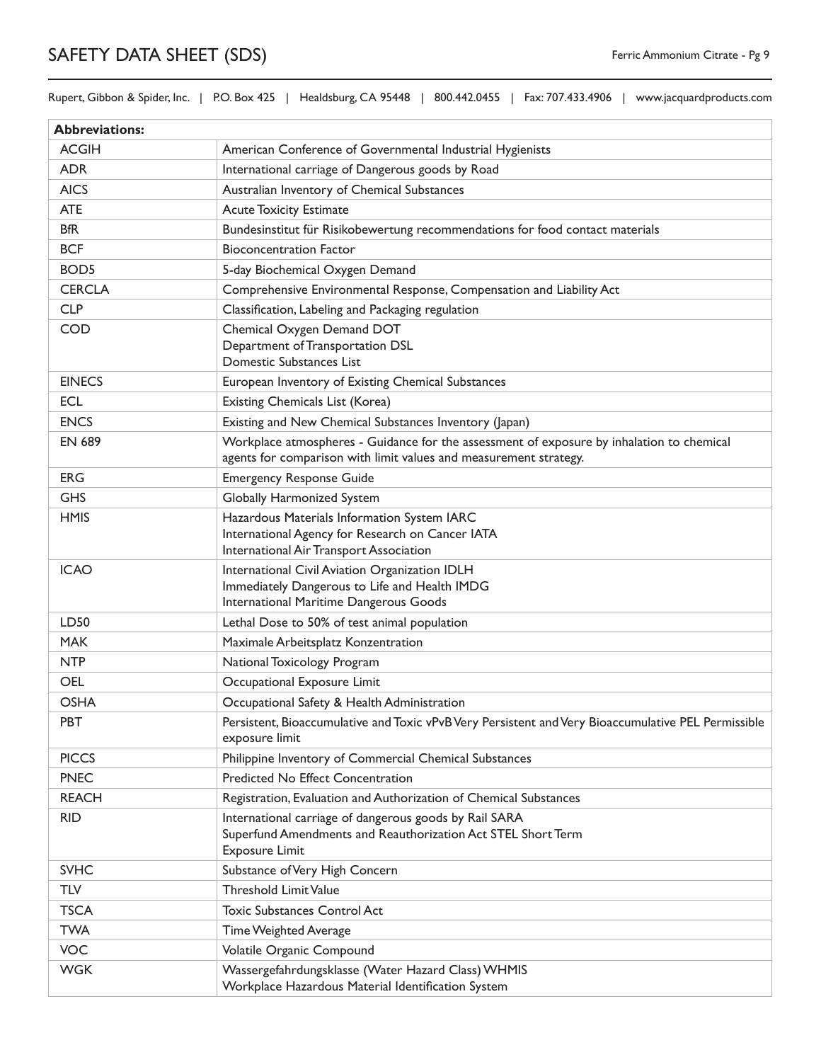| Abbreviations: | |
| --- | --- |
| ACGIH | American Conference of Governmental Industrial Hygienists |
| ADR | International carriage of Dangerous goods by Road |
| AICS | Australian Inventory of Chemical Substances |
| ATE | Acute Toxicity Estimate |
| BfR | Bundesinstitut für Risikobewertung recommendations for food contact materials |
| BCF | Bioconcentration Factor |
| BOD5 | 5-day Biochemical Oxygen Demand |
| CERCLA | Comprehensive Environmental Response, Compensation and Liability Act |
| CLP | Classification, Labeling and Packaging regulation |
| COD | Chemical Oxygen Demand DOT<br>Department of Transportation DSL<br>Domestic Substances List |
| EINECS | European Inventory of Existing Chemical Substances |
| ECL | Existing Chemicals List (Korea) |
| ENCS | Existing and New Chemical Substances Inventory (Japan) |
| EN 689 | Workplace atmospheres - Guidance for the assessment of exposure by inhalation to chemical agents for comparison with limit values and measurement strategy. |
| ERG | Emergency Response Guide |
| GHS | Globally Harmonized System |
| HMIS | Hazardous Materials Information System IARC<br>International Agency for Research on Cancer IATA<br>International Air Transport Association |
| ICAO | International Civil Aviation Organization IDLH<br>Immediately Dangerous to Life and Health IMDG<br>International Maritime Dangerous Goods |
| LD50 | Lethal Dose to 50% of test animal population |
| MAK | Maximale Arbeitsplatz Konzentration |
| NTP | National Toxicology Program |
| OEL | Occupational Exposure Limit |
| OSHA | Occupational Safety & Health Administration |
| PBT | Persistent, Bioaccumulative and Toxic vPvB Very Persistent and Very Bioaccumulative PEL Permissible exposure limit |
| PICCS | Philippine Inventory of Commercial Chemical Substances |
| PNEC | Predicted No Effect Concentration |
| REACH | Registration, Evaluation and Authorization of Chemical Substances |
| RID | International carriage of dangerous goods by Rail SARA<br>Superfund Amendments and Reauthorization Act STEL Short Term<br>Exposure Limit |
| SVHC | Substance of Very High Concern |
| TLV | Threshold Limit Value |
| TSCA | Toxic Substances Control Act |
| TWA | Time Weighted Average |
| VOC | Volatile Organic Compound |
| WGK | Wassergefahrdungsklasse (Water Hazard Class) WHMIS<br>Workplace Hazardous Material Identification System |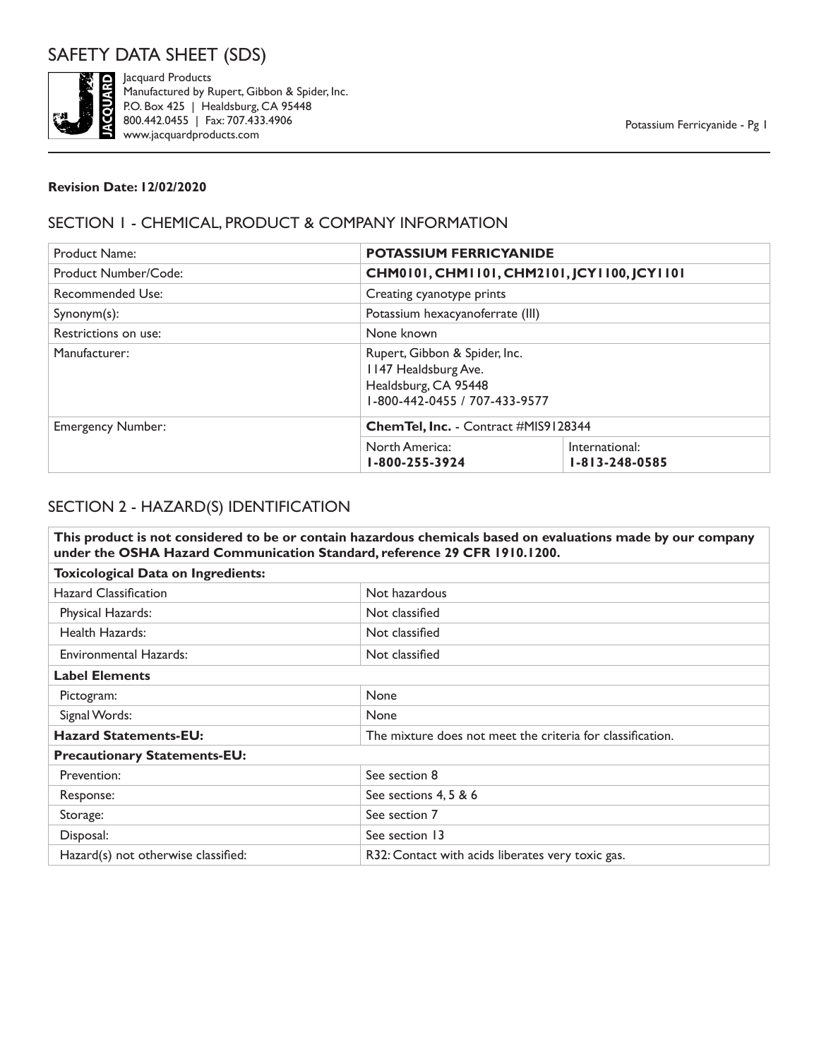# SAFETY DATA SHEET (SDS)

Jacquard Products
Manufactured by Rupert, Gibbon & Spider, Inc.
P.O. Box 425 | Healdsburg, CA 95448
800.442.0455 | Fax: 707.433.4906
www.jacquardproducts.com

**Revision Date: 12/02/2020**

## SECTION 1 - CHEMICAL, PRODUCT & COMPANY INFORMATION

| | | |
|---|---|---|
| Product Name: | **POTASSIUM FERRICYANIDE** | |
| Product Number/Code: | **CHM0101, CHM1101, CHM2101, JCY1100, JCY1101** | |
| Recommended Use: | Creating cyanotype prints | |
| Synonym(s): | Potassium hexacyanoferrate (III) | |
| Restrictions on use: | None known | |
| Manufacturer: | Rupert, Gibbon & Spider, Inc.<br>1147 Healdsburg Ave.<br>Healdsburg, CA 95448<br>1-800-442-0455 / 707-433-9577 | |
| Emergency Number: | **ChemTel, Inc.** - Contract #MIS9128344 | |
| | North America:<br>**1-800-255-3924** | International:<br>**1-813-248-0585** |

## SECTION 2 - HAZARD(S) IDENTIFICATION

| | |
|---|---|
| **This product is not considered to be or contain hazardous chemicals based on evaluations made by our company under the OSHA Hazard Communication Standard, reference 29 CFR 1910.1200.** | |
| **Toxicological Data on Ingredients:** | |
| Hazard Classification | Not hazardous |
| Physical Hazards: | Not classified |
| Health Hazards: | Not classified |
| Environmental Hazards: | Not classified |
| **Label Elements** | |
| Pictogram: | None |
| Signal Words: | None |
| **Hazard Statements-EU:** | The mixture does not meet the criteria for classification. |
| **Precautionary Statements-EU:** | |
| Prevention: | See section 8 |
| Response: | See sections 4, 5 & 6 |
| Storage: | See section 7 |
| Disposal: | See section 13 |
| Hazard(s) not otherwise classified: | R32: Contact with acids liberates very toxic gas. |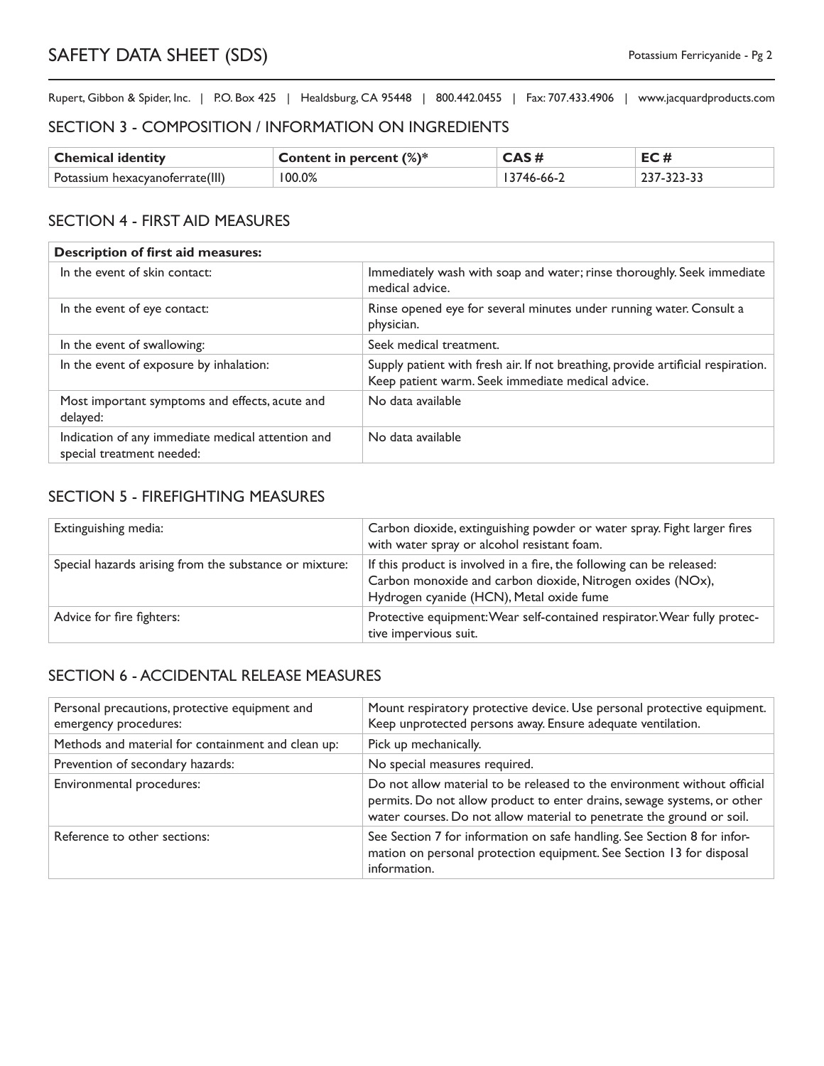## SECTION 3 - COMPOSITION / INFORMATION ON INGREDIENTS

| Chemical identity | Content in percent (%)* | CAS # | EC # |
|---|---|---|---|
| Potassium hexacyanoferrate(III) | 100.0% | 13746-66-2 | 237-323-33 |

## SECTION 4 - FIRST AID MEASURES

| Description of first aid measures: | |
|---|---|
| In the event of skin contact: | Immediately wash with soap and water; rinse thoroughly. Seek immediate medical advice. |
| In the event of eye contact: | Rinse opened eye for several minutes under running water. Consult a physician. |
| In the event of swallowing: | Seek medical treatment. |
| In the event of exposure by inhalation: | Supply patient with fresh air. If not breathing, provide artificial respiration. Keep patient warm. Seek immediate medical advice. |
| Most important symptoms and effects, acute and delayed: | No data available |
| Indication of any immediate medical attention and special treatment needed: | No data available |

## SECTION 5 - FIREFIGHTING MEASURES

| | |
|---|---|
| Extinguishing media: | Carbon dioxide, extinguishing powder or water spray. Fight larger fires with water spray or alcohol resistant foam. |
| Special hazards arising from the substance or mixture: | If this product is involved in a fire, the following can be released: Carbon monoxide and carbon dioxide, Nitrogen oxides (NOx), Hydrogen cyanide (HCN), Metal oxide fume |
| Advice for fire fighters: | Protective equipment: Wear self-contained respirator. Wear fully protective impervious suit. |

## SECTION 6 - ACCIDENTAL RELEASE MEASURES

| | |
|---|---|
| Personal precautions, protective equipment and emergency procedures: | Mount respiratory protective device. Use personal protective equipment. Keep unprotected persons away. Ensure adequate ventilation. |
| Methods and material for containment and clean up: | Pick up mechanically. |
| Prevention of secondary hazards: | No special measures required. |
| Environmental procedures: | Do not allow material to be released to the environment without official permits. Do not allow product to enter drains, sewage systems, or other water courses. Do not allow material to penetrate the ground or soil. |
| Reference to other sections: | See Section 7 for information on safe handling. See Section 8 for information on personal protection equipment. See Section 13 for disposal information. |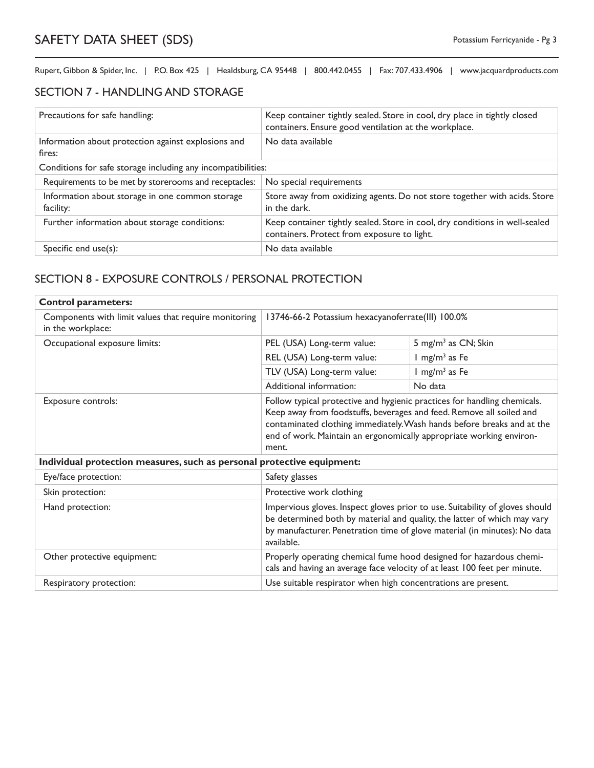## SECTION 7 - HANDLING AND STORAGE

| | |
|---|---|
| Precautions for safe handling: | Keep container tightly sealed. Store in cool, dry place in tightly closed containers. Ensure good ventilation at the workplace. |
| Information about protection against explosions and fires: | No data available |
| Conditions for safe storage including any incompatibilities: | |
| Requirements to be met by storerooms and receptacles: | No special requirements |
| Information about storage in one common storage facility: | Store away from oxidizing agents. Do not store together with acids. Store in the dark. |
| Further information about storage conditions: | Keep container tightly sealed. Store in cool, dry conditions in well-sealed containers. Protect from exposure to light. |
| Specific end use(s): | No data available |

## SECTION 8 - EXPOSURE CONTROLS / PERSONAL PROTECTION

| **Control parameters:** | | |
|---|---|---|
| Components with limit values that require monitoring in the workplace: | 13746-66-2 Potassium hexacyanoferrate(III) 100.0% | |
| Occupational exposure limits: | PEL (USA) Long-term value: | 5 $mg/m^3$ as CN; Skin |
| | REL (USA) Long-term value: | 1 $mg/m^3$ as Fe |
| | TLV (USA) Long-term value: | 1 $mg/m^3$ as Fe |
| | Additional information: | No data |
| Exposure controls: | Follow typical protective and hygienic practices for handling chemicals. Keep away from foodstuffs, beverages and feed. Remove all soiled and contaminated clothing immediately. Wash hands before breaks and at the end of work. Maintain an ergonomically appropriate working environment. | |
| **Individual protection measures, such as personal protective equipment:** | | |
| Eye/face protection: | Safety glasses | |
| Skin protection: | Protective work clothing | |
| Hand protection: | Impervious gloves. Inspect gloves prior to use. Suitability of gloves should be determined both by material and quality, the latter of which may vary by manufacturer. Penetration time of glove material (in minutes): No data available. | |
| Other protective equipment: | Properly operating chemical fume hood designed for hazardous chemicals and having an average face velocity of at least 100 feet per minute. | |
| Respiratory protection: | Use suitable respirator when high concentrations are present. | |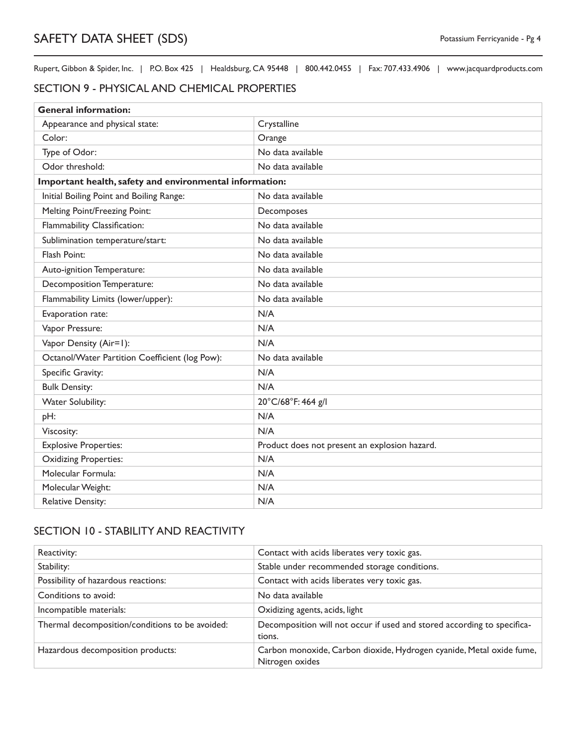## SECTION 9 - PHYSICAL AND CHEMICAL PROPERTIES

| **General information:** | |
|---|---|
| Appearance and physical state: | Crystalline |
| Color: | Orange |
| Type of Odor: | No data available |
| Odor threshold: | No data available |
| **Important health, safety and environmental information:** | |
| Initial Boiling Point and Boiling Range: | No data available |
| Melting Point/Freezing Point: | Decomposes |
| Flammability Classification: | No data available |
| Sublimination temperature/start: | No data available |
| Flash Point: | No data available |
| Auto-ignition Temperature: | No data available |
| Decomposition Temperature: | No data available |
| Flammability Limits (lower/upper): | No data available |
| Evaporation rate: | N/A |
| Vapor Pressure: | N/A |
| Vapor Density (Air=1): | N/A |
| Octanol/Water Partition Coefficient (log Pow): | No data available |
| Specific Gravity: | N/A |
| Bulk Density: | N/A |
| Water Solubility: | 20°C/68°F: 464 g/l |
| pH: | N/A |
| Viscosity: | N/A |
| Explosive Properties: | Product does not present an explosion hazard. |
| Oxidizing Properties: | N/A |
| Molecular Formula: | N/A |
| Molecular Weight: | N/A |
| Relative Density: | N/A |

## SECTION 10 - STABILITY AND REACTIVITY

| | |
|---|---|
| Reactivity: | Contact with acids liberates very toxic gas. |
| Stability: | Stable under recommended storage conditions. |
| Possibility of hazardous reactions: | Contact with acids liberates very toxic gas. |
| Conditions to avoid: | No data available |
| Incompatible materials: | Oxidizing agents, acids, light |
| Thermal decomposition/conditions to be avoided: | Decomposition will not occur if used and stored according to specifications. |
| Hazardous decomposition products: | Carbon monoxide, Carbon dioxide, Hydrogen cyanide, Metal oxide fume, Nitrogen oxides |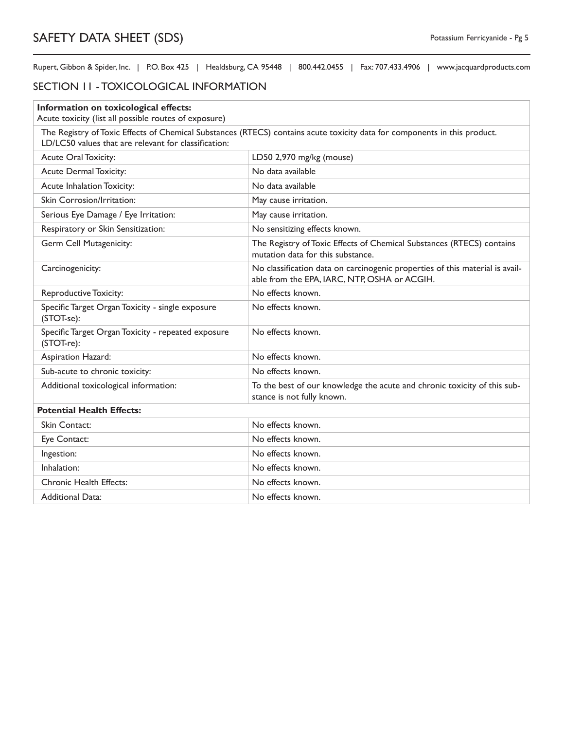## SECTION 11 - TOXICOLOGICAL INFORMATION

| **Information on toxicological effects:**<br>Acute toxicity (list all possible routes of exposure) | |
|---|---|
| The Registry of Toxic Effects of Chemical Substances (RTECS) contains acute toxicity data for components in this product. LD/LC50 values that are relevant for classification: | |
| Acute Oral Toxicity: | LD50 2,970 mg/kg (mouse) |
| Acute Dermal Toxicity: | No data available |
| Acute Inhalation Toxicity: | No data available |
| Skin Corrosion/Irritation: | May cause irritation. |
| Serious Eye Damage / Eye Irritation: | May cause irritation. |
| Respiratory or Skin Sensitization: | No sensitizing effects known. |
| Germ Cell Mutagenicity: | The Registry of Toxic Effects of Chemical Substances (RTECS) contains mutation data for this substance. |
| Carcinogenicity: | No classification data on carcinogenic properties of this material is available from the EPA, IARC, NTP, OSHA or ACGIH. |
| Reproductive Toxicity: | No effects known. |
| Specific Target Organ Toxicity - single exposure (STOT-se): | No effects known. |
| Specific Target Organ Toxicity - repeated exposure (STOT-re): | No effects known. |
| Aspiration Hazard: | No effects known. |
| Sub-acute to chronic toxicity: | No effects known. |
| Additional toxicological information: | To the best of our knowledge the acute and chronic toxicity of this substance is not fully known. |
| **Potential Health Effects:** | |
| Skin Contact: | No effects known. |
| Eye Contact: | No effects known. |
| Ingestion: | No effects known. |
| Inhalation: | No effects known. |
| Chronic Health Effects: | No effects known. |
| Additional Data: | No effects known. |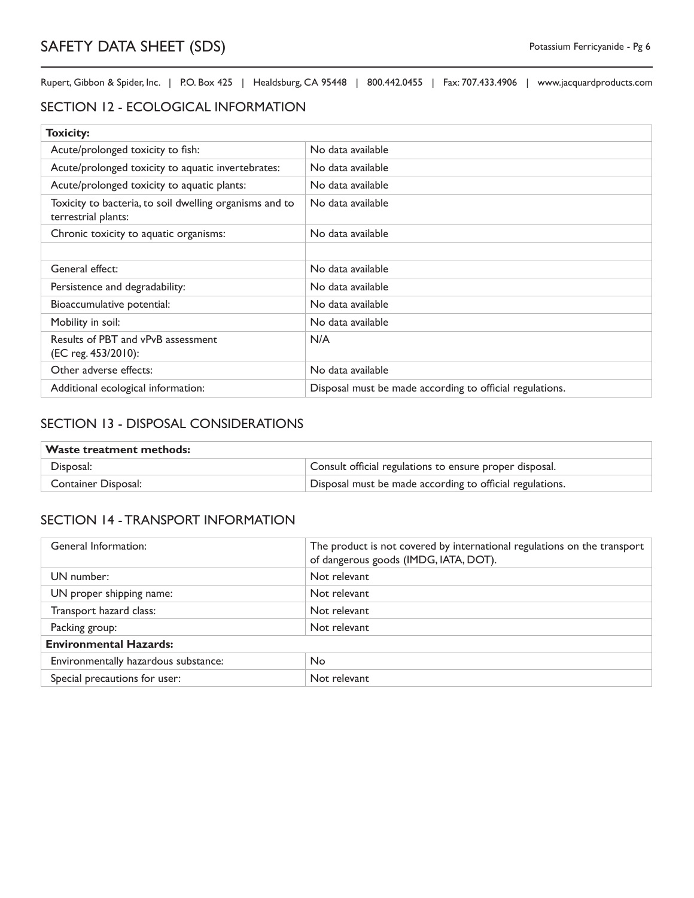## SECTION 12 - ECOLOGICAL INFORMATION

| **Toxicity:** | |
|---|---|
| Acute/prolonged toxicity to fish: | No data available |
| Acute/prolonged toxicity to aquatic invertebrates: | No data available |
| Acute/prolonged toxicity to aquatic plants: | No data available |
| Toxicity to bacteria, to soil dwelling organisms and to terrestrial plants: | No data available |
| Chronic toxicity to aquatic organisms: | No data available |
| | |
| General effect: | No data available |
| Persistence and degradability: | No data available |
| Bioaccumulative potential: | No data available |
| Mobility in soil: | No data available |
| Results of PBT and vPvB assessment (EC reg. 453/2010): | N/A |
| Other adverse effects: | No data available |
| Additional ecological information: | Disposal must be made according to official regulations. |

## SECTION 13 - DISPOSAL CONSIDERATIONS

| **Waste treatment methods:** | |
|---|---|
| Disposal: | Consult official regulations to ensure proper disposal. |
| Container Disposal: | Disposal must be made according to official regulations. |

## SECTION 14 - TRANSPORT INFORMATION

| General Information: | The product is not covered by international regulations on the transport of dangerous goods (IMDG, IATA, DOT). |
|---|---|
| UN number: | Not relevant |
| UN proper shipping name: | Not relevant |
| Transport hazard class: | Not relevant |
| Packing group: | Not relevant |
| **Environmental Hazards:** | |
| Environmentally hazardous substance: | No |
| Special precautions for user: | Not relevant |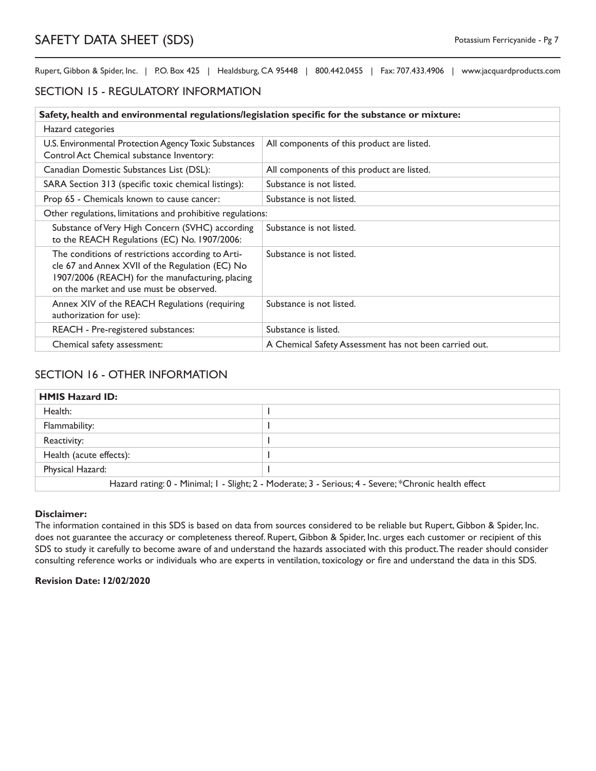## SECTION 15 - REGULATORY INFORMATION

| Safety, health and environmental regulations/legislation specific for the substance or mixture: | |
|---|---|
| Hazard categories | |
| U.S. Environmental Protection Agency Toxic Substances Control Act Chemical substance Inventory: | All components of this product are listed. |
| Canadian Domestic Substances List (DSL): | All components of this product are listed. |
| SARA Section 313 (specific toxic chemical listings): | Substance is not listed. |
| Prop 65 - Chemicals known to cause cancer: | Substance is not listed. |
| Other regulations, limitations and prohibitive regulations: | |
| Substance of Very High Concern (SVHC) according to the REACH Regulations (EC) No. 1907/2006: | Substance is not listed. |
| The conditions of restrictions according to Article 67 and Annex XVII of the Regulation (EC) No 1907/2006 (REACH) for the manufacturing, placing on the market and use must be observed. | Substance is not listed. |
| Annex XIV of the REACH Regulations (requiring authorization for use): | Substance is not listed. |
| REACH - Pre-registered substances: | Substance is listed. |
| Chemical safety assessment: | A Chemical Safety Assessment has not been carried out. |

## SECTION 16 - OTHER INFORMATION

| HMIS Hazard ID: | |
|---|---|
| Health: | 1 |
| Flammability: | 1 |
| Reactivity: | 1 |
| Health (acute effects): | 1 |
| Physical Hazard: | 1 |
| Hazard rating: 0 - Minimal; 1 - Slight; 2 - Moderate; 3 - Serious; 4 - Severe; *Chronic health effect | |

**Disclaimer:**
The information contained in this SDS is based on data from sources considered to be reliable but Rupert, Gibbon & Spider, Inc. does not guarantee the accuracy or completeness thereof. Rupert, Gibbon & Spider, Inc. urges each customer or recipient of this SDS to study it carefully to become aware of and understand the hazards associated with this product. The reader should consider consulting reference works or individuals who are experts in ventilation, toxicology or fire and understand the data in this SDS.

**Revision Date: 12/02/2020**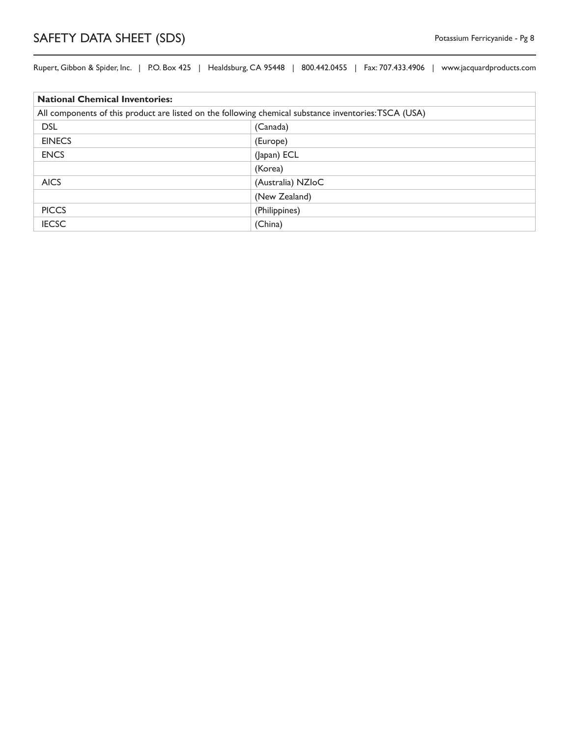| National Chemical Inventories: | |
|---|---|
| All components of this product are listed on the following chemical substance inventories: TSCA (USA) | |
| DSL | (Canada) |
| EINECS | (Europe) |
| ENCS | (Japan) ECL |
| | (Korea) |
| AICS | (Australia) NZIoC |
| | (New Zealand) |
| PICCS | (Philippines) |
| IECSC | (China) |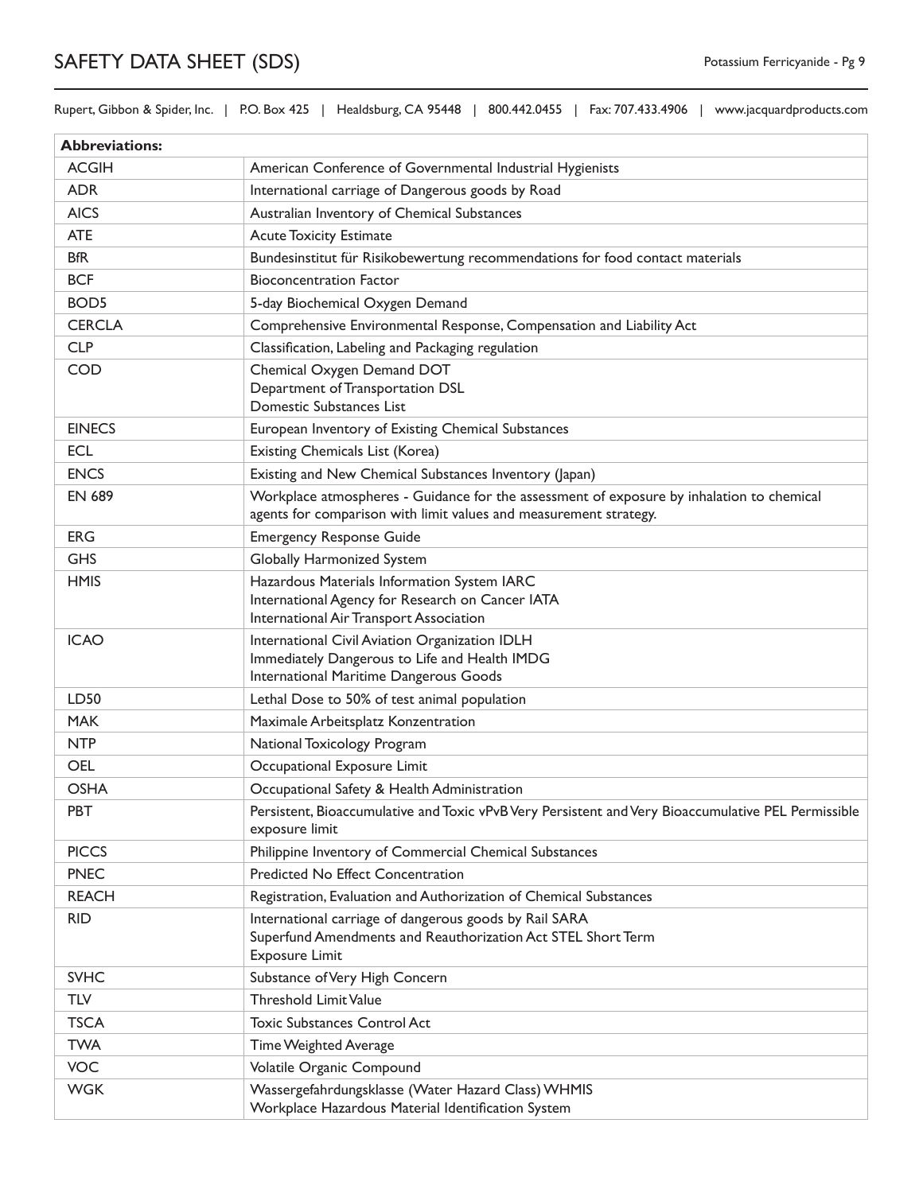| Abbreviations: | |
|---|---|
| ACGIH | American Conference of Governmental Industrial Hygienists |
| ADR | International carriage of Dangerous goods by Road |
| AICS | Australian Inventory of Chemical Substances |
| ATE | Acute Toxicity Estimate |
| BfR | Bundesinstitut für Risikobewertung recommendations for food contact materials |
| BCF | Bioconcentration Factor |
| BOD5 | 5-day Biochemical Oxygen Demand |
| CERCLA | Comprehensive Environmental Response, Compensation and Liability Act |
| CLP | Classification, Labeling and Packaging regulation |
| COD | Chemical Oxygen Demand DOT<br>Department of Transportation DSL<br>Domestic Substances List |
| EINECS | European Inventory of Existing Chemical Substances |
| ECL | Existing Chemicals List (Korea) |
| ENCS | Existing and New Chemical Substances Inventory (Japan) |
| EN 689 | Workplace atmospheres - Guidance for the assessment of exposure by inhalation to chemical agents for comparison with limit values and measurement strategy. |
| ERG | Emergency Response Guide |
| GHS | Globally Harmonized System |
| HMIS | Hazardous Materials Information System IARC<br>International Agency for Research on Cancer IATA<br>International Air Transport Association |
| ICAO | International Civil Aviation Organization IDLH<br>Immediately Dangerous to Life and Health IMDG<br>International Maritime Dangerous Goods |
| LD50 | Lethal Dose to 50% of test animal population |
| MAK | Maximale Arbeitsplatz Konzentration |
| NTP | National Toxicology Program |
| OEL | Occupational Exposure Limit |
| OSHA | Occupational Safety & Health Administration |
| PBT | Persistent, Bioaccumulative and Toxic vPvB Very Persistent and Very Bioaccumulative PEL Permissible exposure limit |
| PICCS | Philippine Inventory of Commercial Chemical Substances |
| PNEC | Predicted No Effect Concentration |
| REACH | Registration, Evaluation and Authorization of Chemical Substances |
| RID | International carriage of dangerous goods by Rail SARA<br>Superfund Amendments and Reauthorization Act STEL Short Term<br>Exposure Limit |
| SVHC | Substance of Very High Concern |
| TLV | Threshold Limit Value |
| TSCA | Toxic Substances Control Act |
| TWA | Time Weighted Average |
| VOC | Volatile Organic Compound |
| WGK | Wassergefahrdungsklasse (Water Hazard Class) WHMIS<br>Workplace Hazardous Material Identification System |